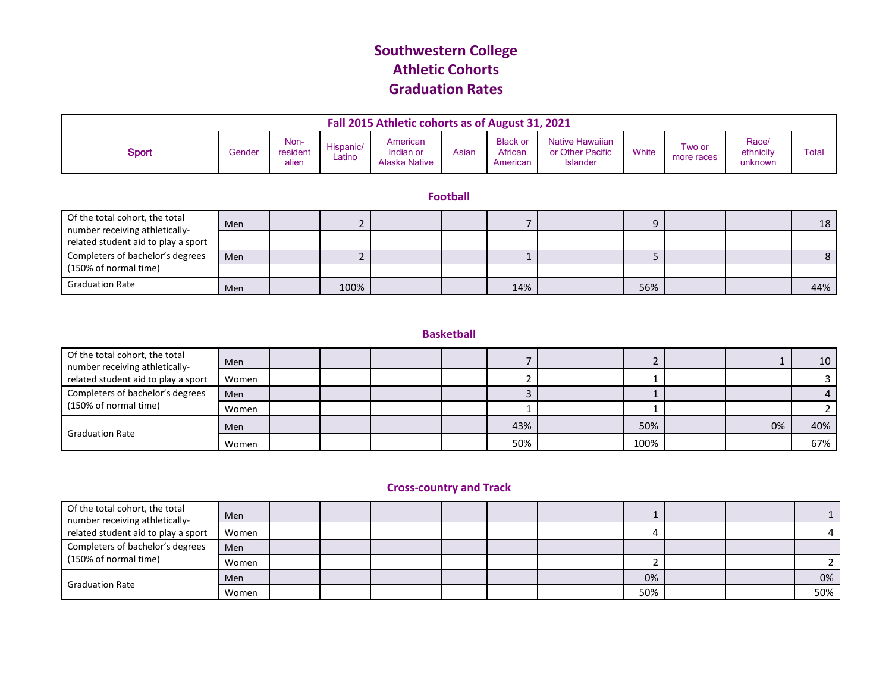# Southwestern College
# Athletic Cohorts
# Graduation Rates

**Fall 2015 Athletic cohorts as of August 31, 2021**

| Sport | Gender | Non-resident alien | Hispanic/ Latino | American Indian or Alaska Native | Asian | Black or African American | Native Hawaiian or Other Pacific Islander | White | Two or more races | Race/ ethnicity unknown | Total |
|---|---|---|---|---|---|---|---|---|---|---|---|

### Football

| | | | | | | | | | | | |
|---|---|---|---|---|---|---|---|---|---|---|---|
| Of the total cohort, the total number receiving athletically-related student aid to play a sport | Men | | 2 | | | 7 | | 9 | | | 18 |
| | | | | | | | | | | | |
| Completers of bachelor's degrees (150% of normal time) | Men | | 2 | | | 1 | | 5 | | | 8 |
| | | | | | | | | | | | |
| Graduation Rate | Men | | 100% | | | 14% | | 56% | | | 44% |

### Basketball

| | | | | | | | | | | | |
|---|---|---|---|---|---|---|---|---|---|---|---|
| Of the total cohort, the total number receiving athletically-related student aid to play a sport | Men | | | | | 7 | | 2 | | 1 | 10 |
| | Women | | | | | 2 | | 1 | | | 3 |
| Completers of bachelor's degrees (150% of normal time) | Men | | | | | 3 | | 1 | | | 4 |
| | Women | | | | | 1 | | 1 | | | 2 |
| Graduation Rate | Men | | | | | 43% | | 50% | | 0% | 40% |
| | Women | | | | | 50% | | 100% | | | 67% |

### Cross-country and Track

| | | | | | | | | | | | |
|---|---|---|---|---|---|---|---|---|---|---|---|
| Of the total cohort, the total number receiving athletically-related student aid to play a sport | Men | | | | | | | 1 | | | 1 |
| | Women | | | | | | | 4 | | | 4 |
| Completers of bachelor's degrees (150% of normal time) | Men | | | | | | | | | | |
| | Women | | | | | | | 2 | | | 2 |
| Graduation Rate | Men | | | | | | | 0% | | | 0% |
| | Women | | | | | | | 50% | | | 50% |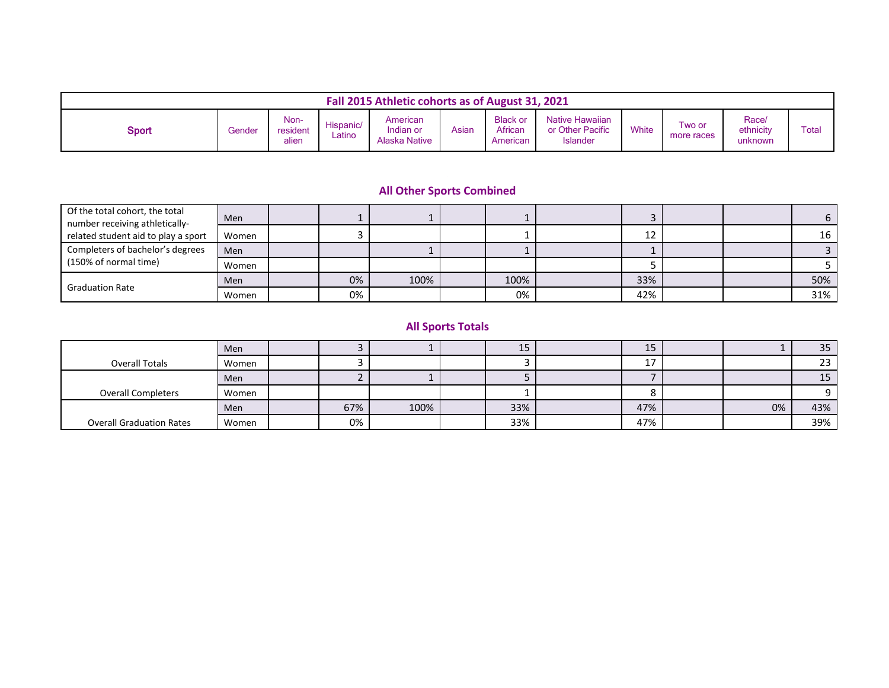## Fall 2015 Athletic cohorts as of August 31, 2021

| Sport | Gender | Non-resident alien | Hispanic/ Latino | American Indian or Alaska Native | Asian | Black or African American | Native Hawaiian or Other Pacific Islander | White | Two or more races | Race/ ethnicity unknown | Total |
|---|---|---|---|---|---|---|---|---|---|---|---|

### All Other Sports Combined

| | | | | | | | | | | | |
|---|---|---|---|---|---|---|---|---|---|---|---|
| Of the total cohort, the total number receiving athletically-related student aid to play a sport | Men | | 1 | 1 | | 1 | | 3 | | | 6 |
| | Women | | 3 | | | 1 | | 12 | | | 16 |
| Completers of bachelor's degrees (150% of normal time) | Men | | | 1 | | 1 | | 1 | | | 3 |
| | Women | | | | | | | 5 | | | 5 |
| Graduation Rate | Men | | 0% | 100% | | 100% | | 33% | | | 50% |
| | Women | | 0% | | | 0% | | 42% | | | 31% |

### All Sports Totals

| | | | | | | | | | | | |
|---|---|---|---|---|---|---|---|---|---|---|---|
| Overall Totals | Men | | 3 | 1 | | 15 | | 15 | | 1 | 35 |
| | Women | | 3 | | | 3 | | 17 | | | 23 |
| Overall Completers | Men | | 2 | 1 | | 5 | | 7 | | | 15 |
| | Women | | | | | 1 | | 8 | | | 9 |
| Overall Graduation Rates | Men | | 67% | 100% | | 33% | | 47% | | 0% | 43% |
| | Women | | 0% | | | 33% | | 47% | | | 39% |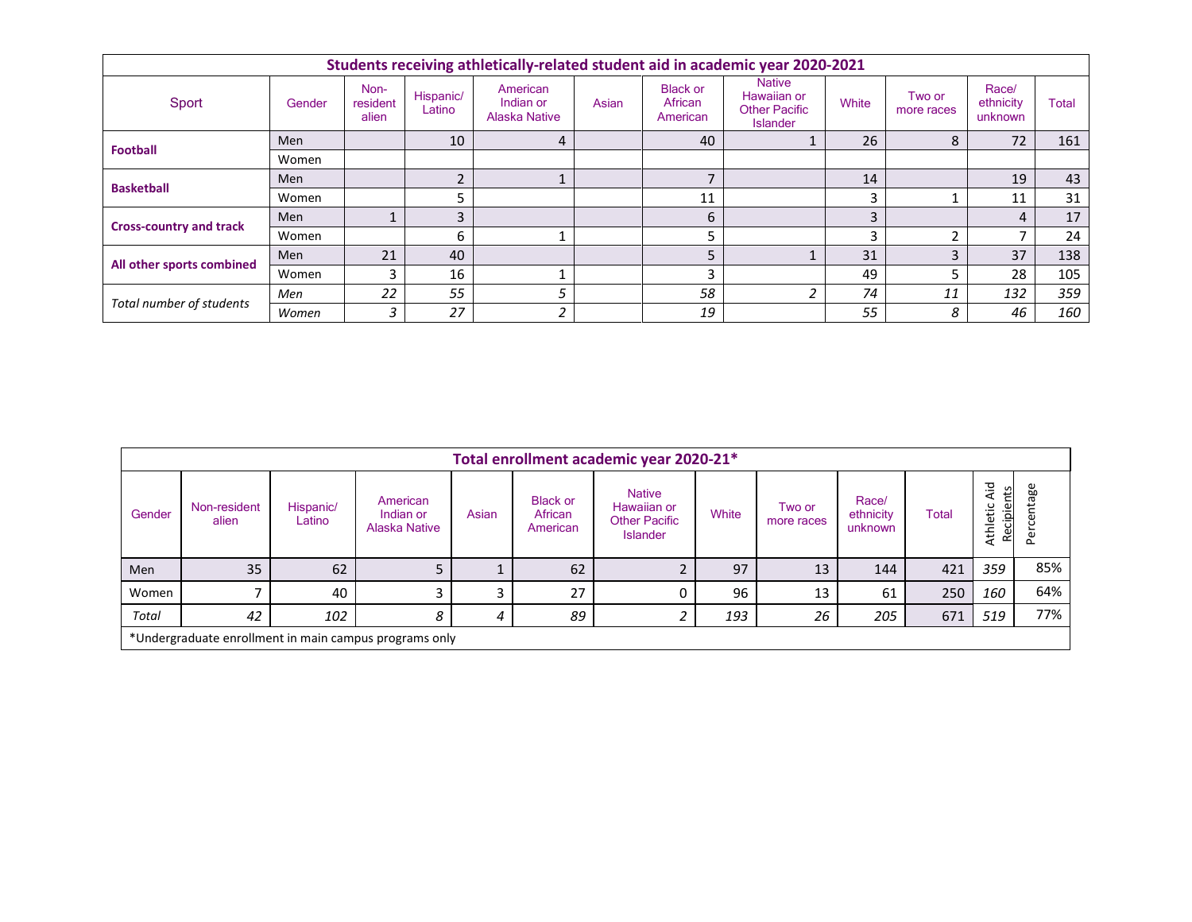| Students receiving athletically-related student aid in academic year 2020-2021 | | | | | | | | | | | |
|---|---|---|---|---|---|---|---|---|---|---|---|
| Sport | Gender | Non-resident alien | Hispanic/ Latino | American Indian or Alaska Native | Asian | Black or African American | Native Hawaiian or Other Pacific Islander | White | Two or more races | Race/ ethnicity unknown | Total |
| **Football** | Men | | 10 | 4 | | 40 | 1 | 26 | 8 | 72 | 161 |
| | Women | | | | | | | | | | |
| **Basketball** | Men | | 2 | 1 | | 7 | | 14 | | 19 | 43 |
| | Women | | 5 | | | 11 | | 3 | 1 | 11 | 31 |
| **Cross-country and track** | Men | 1 | 3 | | | 6 | | 3 | | 4 | 17 |
| | Women | | 6 | 1 | | 5 | | 3 | 2 | 7 | 24 |
| **All other sports combined** | Men | 21 | 40 | | | 5 | 1 | 31 | 3 | 37 | 138 |
| | Women | 3 | 16 | 1 | | 3 | | 49 | 5 | 28 | 105 |
| *Total number of students* | *Men* | *22* | *55* | *5* | | *58* | *2* | *74* | *11* | *132* | *359* |
| | *Women* | *3* | *27* | *2* | | *19* | | *55* | *8* | *46* | *160* |

| Total enrollment academic year 2020-21* | | | | | | | | | | | | |
|---|---|---|---|---|---|---|---|---|---|---|---|---|
| Gender | Non-resident alien | Hispanic/ Latino | American Indian or Alaska Native | Asian | Black or African American | Native Hawaiian or Other Pacific Islander | White | Two or more races | Race/ ethnicity unknown | Total | Athletic Aid Recipients | Percentage |
| Men | 35 | 62 | 5 | 1 | 62 | 2 | 97 | 13 | 144 | 421 | *359* | 85% |
| Women | 7 | 40 | 3 | 3 | 27 | 0 | 96 | 13 | 61 | 250 | *160* | 64% |
| *Total* | *42* | *102* | *8* | *4* | *89* | *2* | *193* | *26* | *205* | 671 | *519* | 77% |

*Undergraduate enrollment in main campus programs only